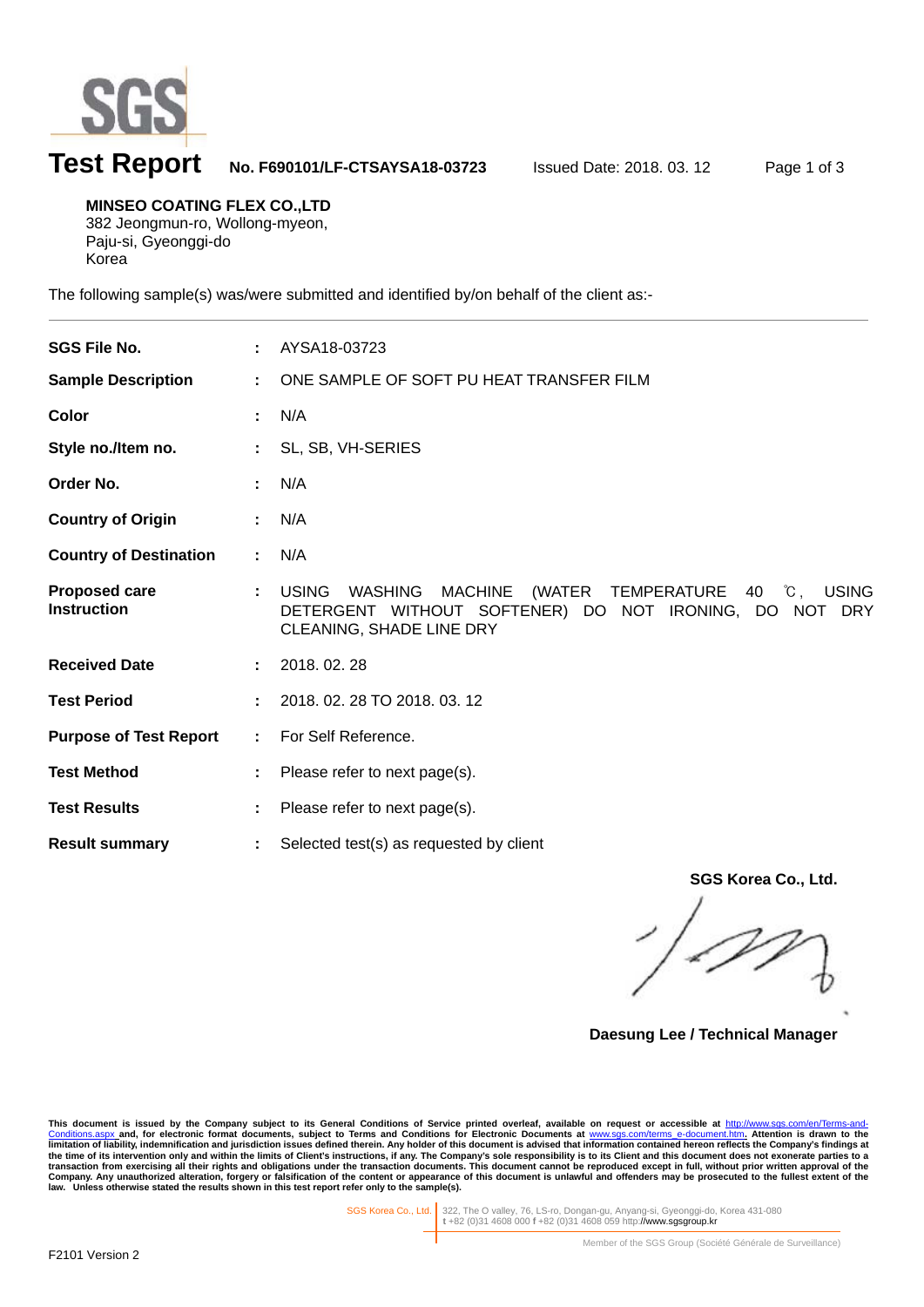# Test Report

**No. F690101/LF-CTSAYSA18-03723** Issued Date: 2018. 03. 12

**MINSEO COATING FLEX CO.,LTD**
382 Jeongmun-ro, Wollong-myeon,
Paju-si, Gyeonggi-do
Korea

The following sample(s) was/were submitted and identified by/on behalf of the client as:-

---

| | | |
|---|---|---|
| **SGS File No.** | : | AYSA18-03723 |
| **Sample Description** | : | ONE SAMPLE OF SOFT PU HEAT TRANSFER FILM |
| **Color** | : | N/A |
| **Style no./Item no.** | : | SL, SB, VH-SERIES |
| **Order No.** | : | N/A |
| **Country of Origin** | : | N/A |
| **Country of Destination** | : | N/A |
| **Proposed care Instruction** | : | USING WASHING MACHINE (WATER TEMPERATURE 40 ℃, USING DETERGENT WITHOUT SOFTENER) DO NOT IRONING, DO NOT DRY CLEANING, SHADE LINE DRY |
| **Received Date** | : | 2018. 02. 28 |
| **Test Period** | : | 2018. 02. 28 TO 2018. 03. 12 |
| **Purpose of Test Report** | : | For Self Reference. |
| **Test Method** | : | Please refer to next page(s). |
| **Test Results** | : | Please refer to next page(s). |
| **Result summary** | : | Selected test(s) as requested by client |

**SGS Korea Co., Ltd.**

**Daesung Lee / Technical Manager**

**This document is issued by the Company subject to its General Conditions of Service printed overleaf, available on request or accessible at http://www.sgs.com/en/Terms-and-Conditions.aspx and, for electronic format documents, subject to Terms and Conditions for Electronic Documents at www.sgs.com/terms_e-document.htm. Attention is drawn to the limitation of liability, indemnification and jurisdiction issues defined therein. Any holder of this document is advised that information contained hereon reflects the Company's findings at the time of its intervention only and within the limits of Client's instructions, if any. The Company's sole responsibility is to its Client and this document does not exonerate parties to a transaction from exercising all their rights and obligations under the transaction documents. This document cannot be reproduced except in full, without prior written approval of the Company. Any unauthorized alteration, forgery or falsification of the content or appearance of this document is unlawful and offenders may be prosecuted to the fullest extent of the law. Unless otherwise stated the results shown in this test report refer only to the sample(s).**

SGS Korea Co., Ltd. | 322, The O valley, 76, LS-ro, Dongan-gu, Anyang-si, Gyeonggi-do, Korea 431-080
t +82 (0)31 4608 000 f +82 (0)31 4608 059 http://www.sgsgroup.kr

Member of the SGS Group (Société Générale de Surveillance)

F2101 Version 2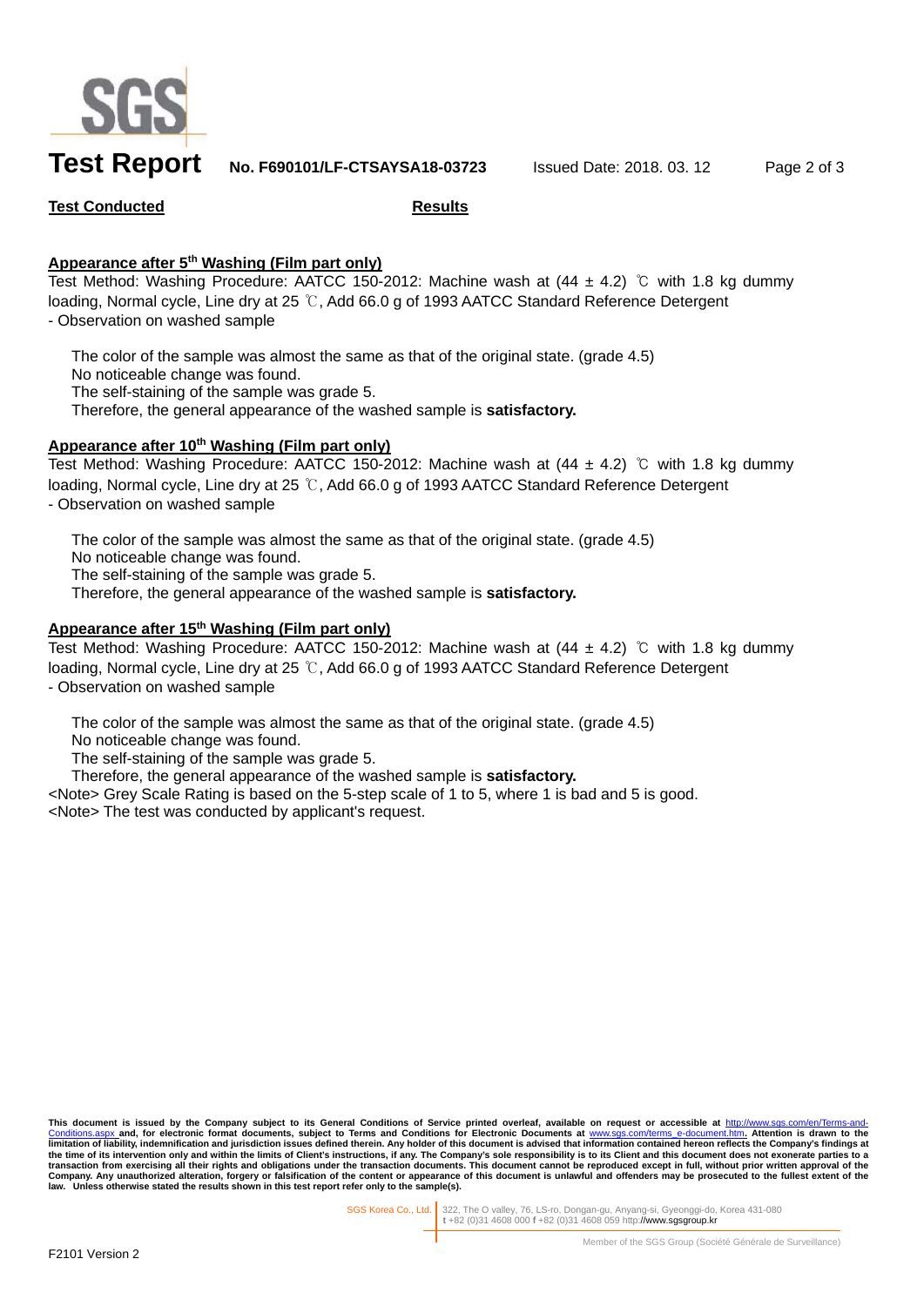**Test Conducted** | **Results**

**Appearance after 5th Washing (Film part only)**

Test Method: Washing Procedure: AATCC 150-2012: Machine wash at (44 ± 4.2) ℃ with 1.8 kg dummy loading, Normal cycle, Line dry at 25 ℃, Add 66.0 g of 1993 AATCC Standard Reference Detergent
- Observation on washed sample

The color of the sample was almost the same as that of the original state. (grade 4.5)
No noticeable change was found.
The self-staining of the sample was grade 5.
Therefore, the general appearance of the washed sample is **satisfactory.**

**Appearance after 10th Washing (Film part only)**

Test Method: Washing Procedure: AATCC 150-2012: Machine wash at (44 ± 4.2) ℃ with 1.8 kg dummy loading, Normal cycle, Line dry at 25 ℃, Add 66.0 g of 1993 AATCC Standard Reference Detergent
- Observation on washed sample

The color of the sample was almost the same as that of the original state. (grade 4.5)
No noticeable change was found.
The self-staining of the sample was grade 5.
Therefore, the general appearance of the washed sample is **satisfactory.**

**Appearance after 15th Washing (Film part only)**

Test Method: Washing Procedure: AATCC 150-2012: Machine wash at (44 ± 4.2) ℃ with 1.8 kg dummy loading, Normal cycle, Line dry at 25 ℃, Add 66.0 g of 1993 AATCC Standard Reference Detergent
- Observation on washed sample

The color of the sample was almost the same as that of the original state. (grade 4.5)
No noticeable change was found.
The self-staining of the sample was grade 5.
Therefore, the general appearance of the washed sample is **satisfactory.**

<Note> Grey Scale Rating is based on the 5-step scale of 1 to 5, where 1 is bad and 5 is good.
<Note> The test was conducted by applicant's request.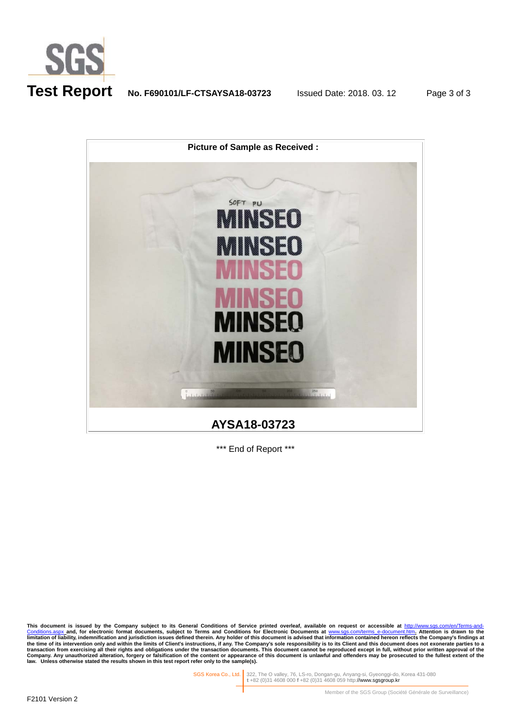**Picture of Sample as Received :**

**AYSA18-03723**

*** End of Report ***

This document is issued by the Company subject to its General Conditions of Service printed overleaf, available on request or accessible at http://www.sgs.com/en/Terms-and-Conditions.aspx and, for electronic format documents, subject to Terms and Conditions for Electronic Documents at www.sgs.com/terms_e-document.htm. Attention is drawn to the limitation of liability, indemnification and jurisdiction issues defined therein. Any holder of this document is advised that information contained hereon reflects the Company's findings at the time of its intervention only and within the limits of Client's instructions, if any. The Company's sole responsibility is to its Client and this document does not exonerate parties to a transaction from exercising all their rights and obligations under the transaction documents. This document cannot be reproduced except in full, without prior written approval of the Company. Any unauthorized alteration, forgery or falsification of the content or appearance of this document is unlawful and offenders may be prosecuted to the fullest extent of the law. Unless otherwise stated the results shown in this test report refer only to the sample(s).

SGS Korea Co., Ltd. | 322, The O valley, 76, LS-ro, Dongan-gu, Anyang-si, Gyeonggi-do, Korea 431-080
t +82 (0)31 4608 000 f +82 (0)31 4608 059 http://www.sgsgroup.kr

Member of the SGS Group (Société Générale de Surveillance)

F2101 Version 2